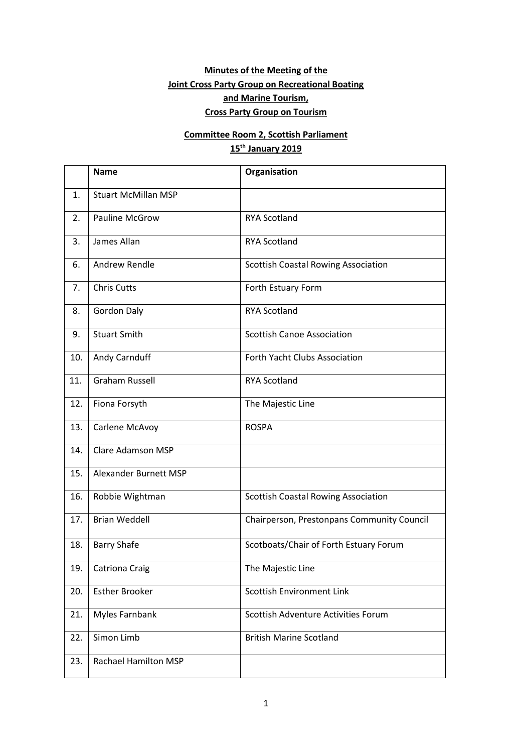**Minutes of the Meeting of the**
**Joint Cross Party Group on Recreational Boating**
**and Marine Tourism,**
**Cross Party Group on Tourism**

**Committee Room 2, Scottish Parliament**
**15th January 2019**

| | Name | Organisation |
|---|---|---|
| 1. | Stuart McMillan MSP | |
| 2. | Pauline McGrow | RYA Scotland |
| 3. | James Allan | RYA Scotland |
| 6. | Andrew Rendle | Scottish Coastal Rowing Association |
| 7. | Chris Cutts | Forth Estuary Form |
| 8. | Gordon Daly | RYA Scotland |
| 9. | Stuart Smith | Scottish Canoe Association |
| 10. | Andy Carnduff | Forth Yacht Clubs Association |
| 11. | Graham Russell | RYA Scotland |
| 12. | Fiona Forsyth | The Majestic Line |
| 13. | Carlene McAvoy | ROSPA |
| 14. | Clare Adamson MSP | |
| 15. | Alexander Burnett MSP | |
| 16. | Robbie Wightman | Scottish Coastal Rowing Association |
| 17. | Brian Weddell | Chairperson, Prestonpans Community Council |
| 18. | Barry Shafe | Scotboats/Chair of Forth Estuary Forum |
| 19. | Catriona Craig | The Majestic Line |
| 20. | Esther Brooker | Scottish Environment Link |
| 21. | Myles Farnbank | Scottish Adventure Activities Forum |
| 22. | Simon Limb | British Marine Scotland |
| 23. | Rachael Hamilton MSP | |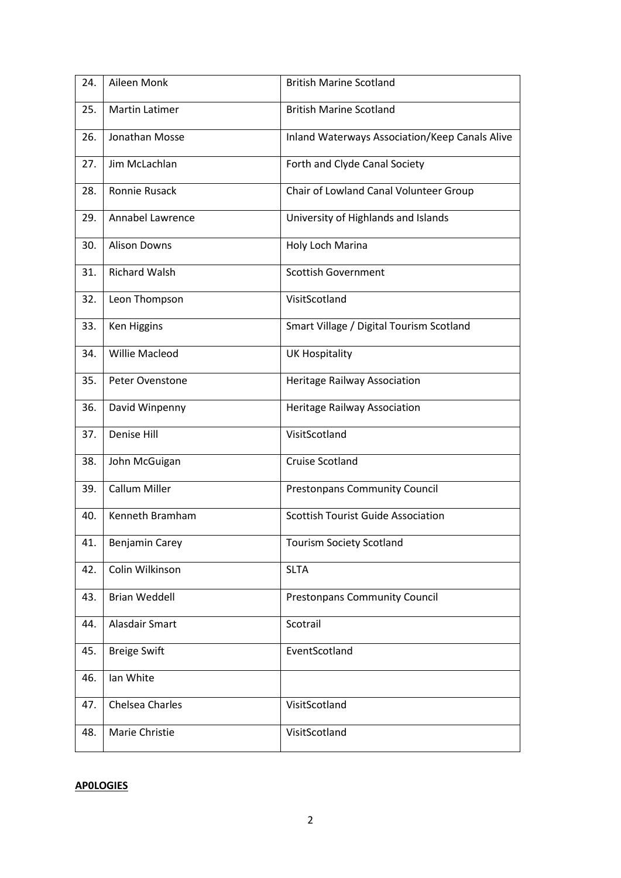| 24. | Aileen Monk | British Marine Scotland |
|---|---|---|
| 25. | Martin Latimer | British Marine Scotland |
| 26. | Jonathan Mosse | Inland Waterways Association/Keep Canals Alive |
| 27. | Jim McLachlan | Forth and Clyde Canal Society |
| 28. | Ronnie Rusack | Chair of Lowland Canal Volunteer Group |
| 29. | Annabel Lawrence | University of Highlands and Islands |
| 30. | Alison Downs | Holy Loch Marina |
| 31. | Richard Walsh | Scottish Government |
| 32. | Leon Thompson | VisitScotland |
| 33. | Ken Higgins | Smart Village / Digital Tourism Scotland |
| 34. | Willie Macleod | UK Hospitality |
| 35. | Peter Ovenstone | Heritage Railway Association |
| 36. | David Winpenny | Heritage Railway Association |
| 37. | Denise Hill | VisitScotland |
| 38. | John McGuigan | Cruise Scotland |
| 39. | Callum Miller | Prestonpans Community Council |
| 40. | Kenneth Bramham | Scottish Tourist Guide Association |
| 41. | Benjamin Carey | Tourism Society Scotland |
| 42. | Colin Wilkinson | SLTA |
| 43. | Brian Weddell | Prestonpans Community Council |
| 44. | Alasdair Smart | Scotrail |
| 45. | Breige Swift | EventScotland |
| 46. | Ian White | |
| 47. | Chelsea Charles | VisitScotland |
| 48. | Marie Christie | VisitScotland |

**AP0LOGIES**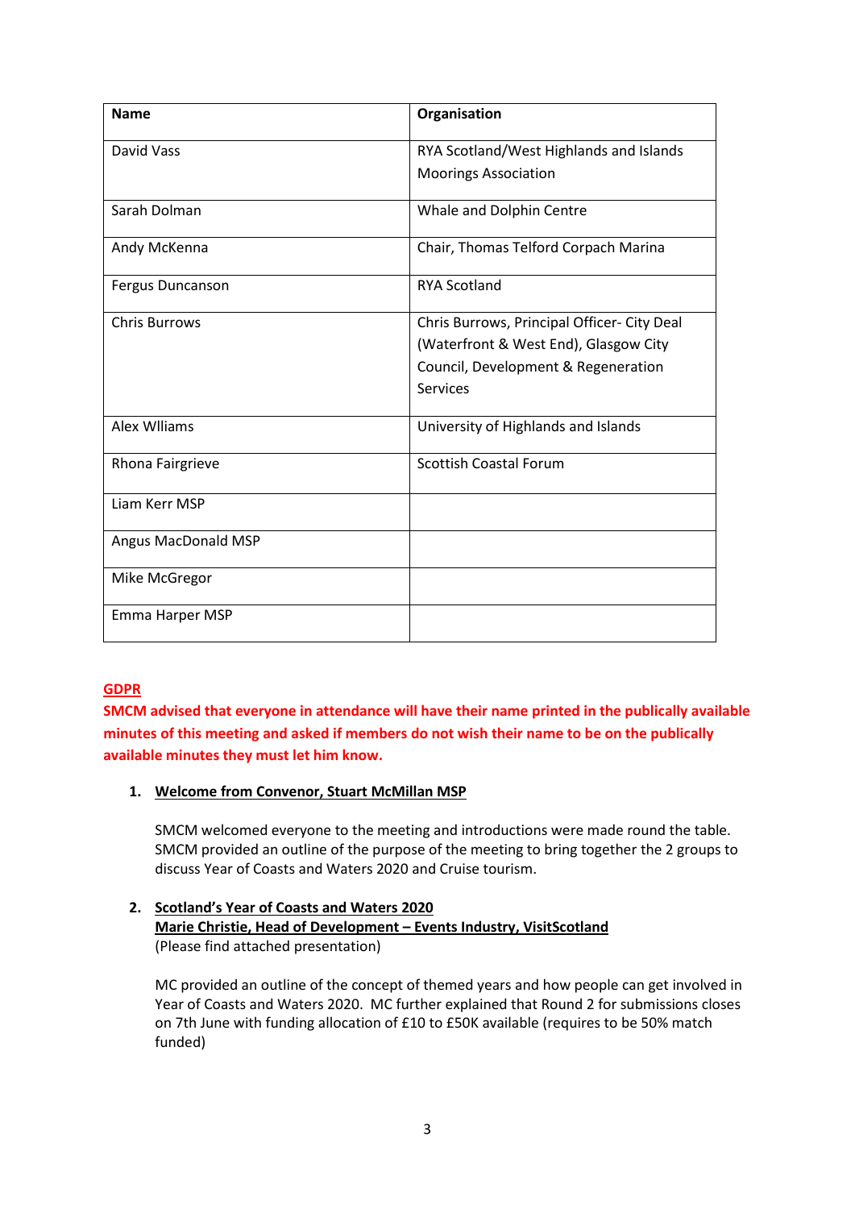| Name | Organisation |
| --- | --- |
| David Vass | RYA Scotland/West Highlands and Islands Moorings Association |
| Sarah Dolman | Whale and Dolphin Centre |
| Andy McKenna | Chair, Thomas Telford Corpach Marina |
| Fergus Duncanson | RYA Scotland |
| Chris Burrows | Chris Burrows, Principal Officer- City Deal (Waterfront & West End), Glasgow City Council, Development & Regeneration Services |
| Alex Wlliams | University of Highlands and Islands |
| Rhona Fairgrieve | Scottish Coastal Forum |
| Liam Kerr MSP | |
| Angus MacDonald MSP | |
| Mike McGregor | |
| Emma Harper MSP | |

**GDPR**

**SMCM advised that everyone in attendance will have their name printed in the publically available minutes of this meeting and asked if members do not wish their name to be on the publically available minutes they must let him know.**

1. **Welcome from Convenor, Stuart McMillan MSP**

   SMCM welcomed everyone to the meeting and introductions were made round the table. SMCM provided an outline of the purpose of the meeting to bring together the 2 groups to discuss Year of Coasts and Waters 2020 and Cruise tourism.

2. **Scotland's Year of Coasts and Waters 2020**
   **Marie Christie, Head of Development – Events Industry, VisitScotland**
   (Please find attached presentation)

   MC provided an outline of the concept of themed years and how people can get involved in Year of Coasts and Waters 2020. MC further explained that Round 2 for submissions closes on 7th June with funding allocation of £10 to £50K available (requires to be 50% match funded)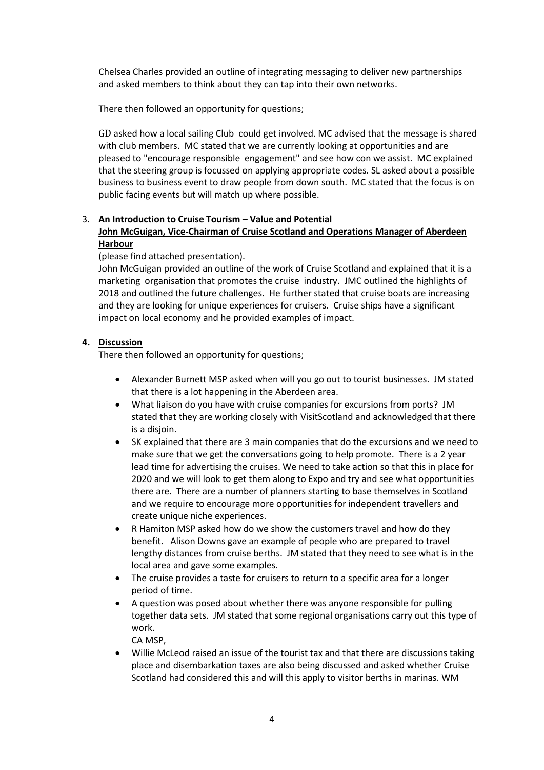Chelsea Charles provided an outline of integrating messaging to deliver new partnerships and asked members to think about they can tap into their own networks.

There then followed an opportunity for questions;

GD asked how a local sailing Club could get involved. MC advised that the message is shared with club members. MC stated that we are currently looking at opportunities and are pleased to "encourage responsible engagement" and see how con we assist. MC explained that the steering group is focussed on applying appropriate codes. SL asked about a possible business to business event to draw people from down south. MC stated that the focus is on public facing events but will match up where possible.

3. **An Introduction to Cruise Tourism – Value and Potential**
   **John McGuigan, Vice-Chairman of Cruise Scotland and Operations Manager of Aberdeen Harbour**

   (please find attached presentation).

   John McGuigan provided an outline of the work of Cruise Scotland and explained that it is a marketing organisation that promotes the cruise industry. JMC outlined the highlights of 2018 and outlined the future challenges. He further stated that cruise boats are increasing and they are looking for unique experiences for cruisers. Cruise ships have a significant impact on local economy and he provided examples of impact.

4. **Discussion**

   There then followed an opportunity for questions;

   - Alexander Burnett MSP asked when will you go out to tourist businesses. JM stated that there is a lot happening in the Aberdeen area.
   - What liaison do you have with cruise companies for excursions from ports? JM stated that they are working closely with VisitScotland and acknowledged that there is a disjoin.
   - SK explained that there are 3 main companies that do the excursions and we need to make sure that we get the conversations going to help promote. There is a 2 year lead time for advertising the cruises. We need to take action so that this in place for 2020 and we will look to get them along to Expo and try and see what opportunities there are. There are a number of planners starting to base themselves in Scotland and we require to encourage more opportunities for independent travellers and create unique niche experiences.
   - R Hamiton MSP asked how do we show the customers travel and how do they benefit. Alison Downs gave an example of people who are prepared to travel lengthy distances from cruise berths. JM stated that they need to see what is in the local area and gave some examples.
   - The cruise provides a taste for cruisers to return to a specific area for a longer period of time.
   - A question was posed about whether there was anyone responsible for pulling together data sets. JM stated that some regional organisations carry out this type of work.

     CA MSP,
   - Willie McLeod raised an issue of the tourist tax and that there are discussions taking place and disembarkation taxes are also being discussed and asked whether Cruise Scotland had considered this and will this apply to visitor berths in marinas. WM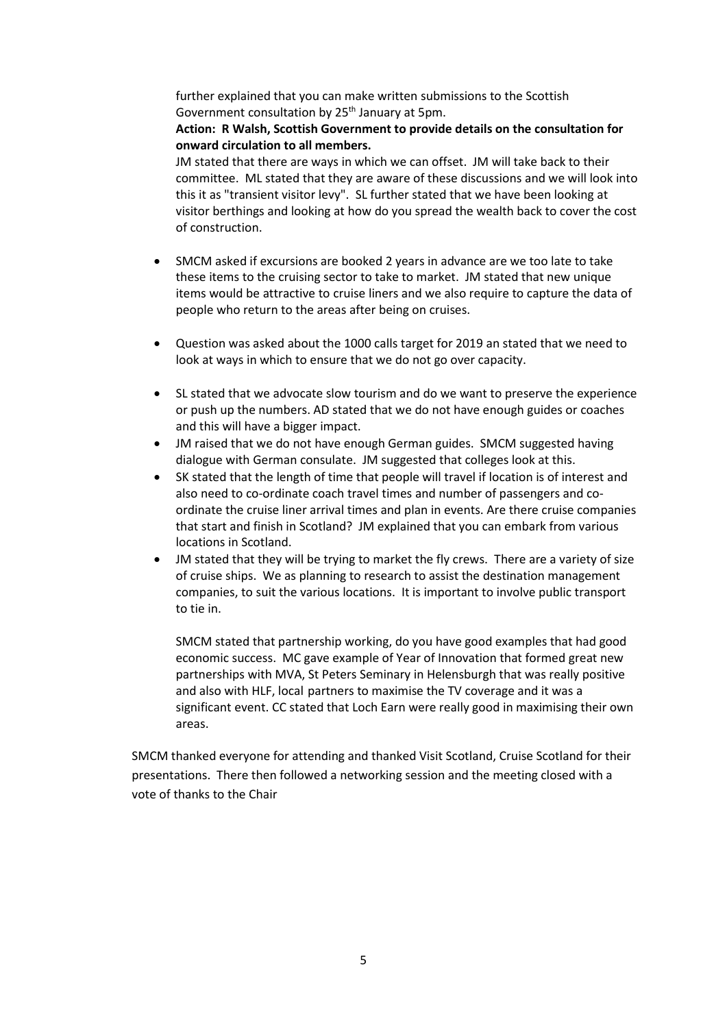further explained that you can make written submissions to the Scottish Government consultation by 25th January at 5pm.

**Action: R Walsh, Scottish Government to provide details on the consultation for onward circulation to all members.**

JM stated that there are ways in which we can offset. JM will take back to their committee. ML stated that they are aware of these discussions and we will look into this it as "transient visitor levy". SL further stated that we have been looking at visitor berthings and looking at how do you spread the wealth back to cover the cost of construction.

- SMCM asked if excursions are booked 2 years in advance are we too late to take these items to the cruising sector to take to market. JM stated that new unique items would be attractive to cruise liners and we also require to capture the data of people who return to the areas after being on cruises.

- Question was asked about the 1000 calls target for 2019 an stated that we need to look at ways in which to ensure that we do not go over capacity.

- SL stated that we advocate slow tourism and do we want to preserve the experience or push up the numbers. AD stated that we do not have enough guides or coaches and this will have a bigger impact.
- JM raised that we do not have enough German guides. SMCM suggested having dialogue with German consulate. JM suggested that colleges look at this.
- SK stated that the length of time that people will travel if location is of interest and also need to co-ordinate coach travel times and number of passengers and co-ordinate the cruise liner arrival times and plan in events. Are there cruise companies that start and finish in Scotland? JM explained that you can embark from various locations in Scotland.
- JM stated that they will be trying to market the fly crews. There are a variety of size of cruise ships. We as planning to research to assist the destination management companies, to suit the various locations. It is important to involve public transport to tie in.

  SMCM stated that partnership working, do you have good examples that had good economic success. MC gave example of Year of Innovation that formed great new partnerships with MVA, St Peters Seminary in Helensburgh that was really positive and also with HLF, local partners to maximise the TV coverage and it was a significant event. CC stated that Loch Earn were really good in maximising their own areas.

SMCM thanked everyone for attending and thanked Visit Scotland, Cruise Scotland for their presentations. There then followed a networking session and the meeting closed with a vote of thanks to the Chair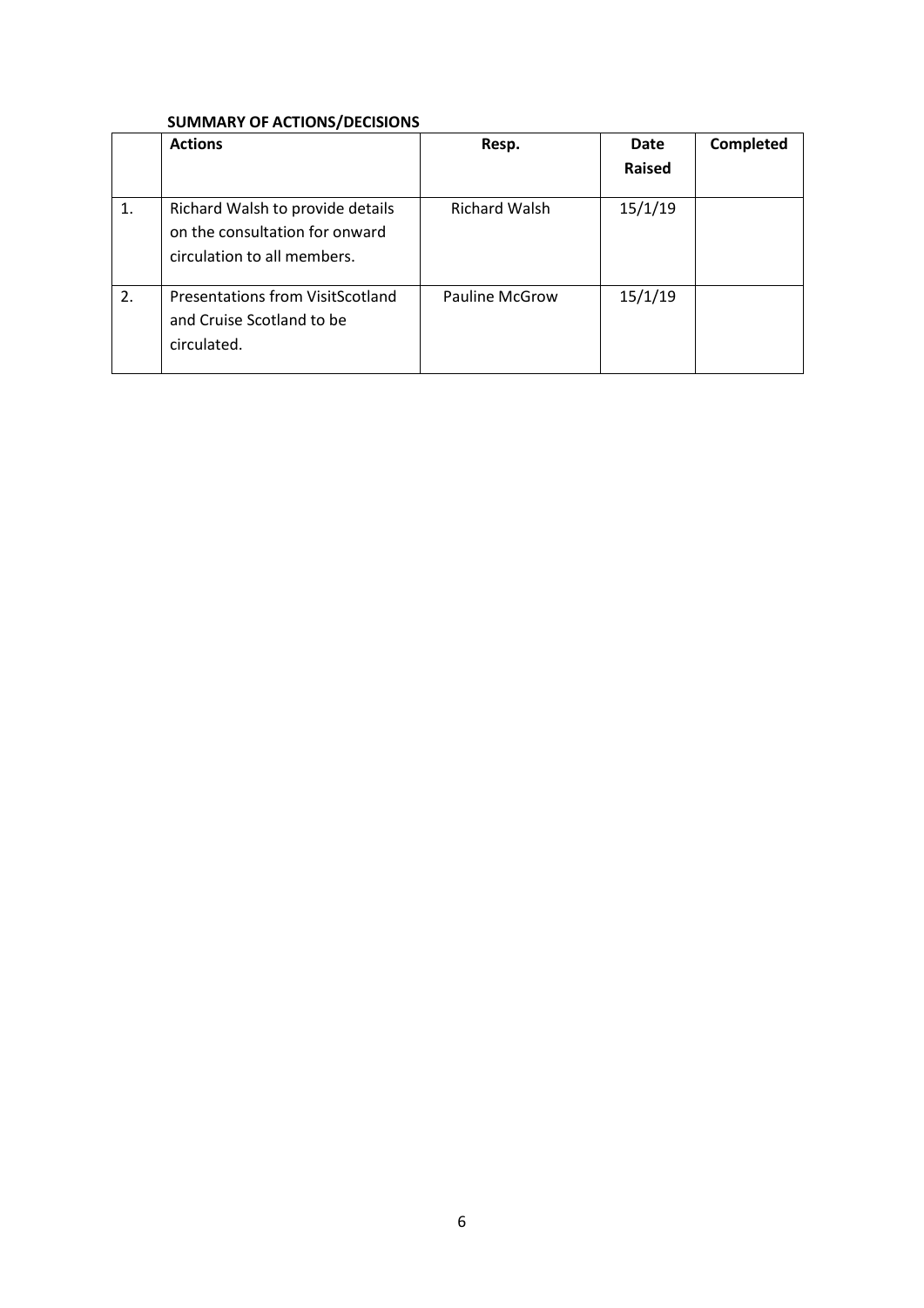**SUMMARY OF ACTIONS/DECISIONS**

| | Actions | Resp. | Date Raised | Completed |
|---|---|---|---|---|
| 1. | Richard Walsh to provide details on the consultation for onward circulation to all members. | Richard Walsh | 15/1/19 | |
| 2. | Presentations from VisitScotland and Cruise Scotland to be circulated. | Pauline McGrow | 15/1/19 | |